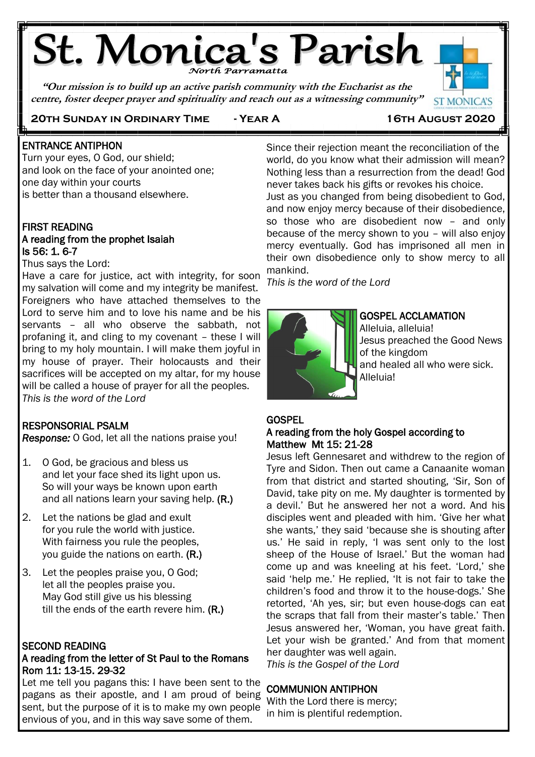# St. Monica's Parish

North Parramatta

*"Our mission is to build up an active parish community with the Eucharist as the centre, foster deeper prayer and spirituality and reach out as a witnessing community"*

**20TH SUNDAY IN ORDINARY TIME - YEAR A 16TH AUGUST 2020**

## ENTRANCE ANTIPHON

Turn your eyes, O God, our shield;
and look on the face of your anointed one;
one day within your courts
is better than a thousand elsewhere.

## FIRST READING

A reading from the prophet Isaiah
Is 56: 1. 6-7

Thus says the Lord:
Have a care for justice, act with integrity, for soon my salvation will come and my integrity be manifest. Foreigners who have attached themselves to the Lord to serve him and to love his name and be his servants – all who observe the sabbath, not profaning it, and cling to my covenant – these I will bring to my holy mountain. I will make them joyful in my house of prayer. Their holocausts and their sacrifices will be accepted on my altar, for my house will be called a house of prayer for all the peoples.
*This is the word of the Lord*

## RESPONSORIAL PSALM

*Response:* O God, let all the nations praise you!

1. O God, be gracious and bless us
   and let your face shed its light upon us.
   So will your ways be known upon earth
   and all nations learn your saving help. **(R.)**
2. Let the nations be glad and exult
   for you rule the world with justice.
   With fairness you rule the peoples,
   you guide the nations on earth. **(R.)**
3. Let the peoples praise you, O God;
   let all the peoples praise you.
   May God still give us his blessing
   till the ends of the earth revere him. **(R.)**

## SECOND READING

A reading from the letter of St Paul to the Romans
Rom 11: 13-15. 29-32

Let me tell you pagans this: I have been sent to the pagans as their apostle, and I am proud of being sent, but the purpose of it is to make my own people envious of you, and in this way save some of them. Since their rejection meant the reconciliation of the world, do you know what their admission will mean? Nothing less than a resurrection from the dead! God never takes back his gifts or revokes his choice.
Just as you changed from being disobedient to God, and now enjoy mercy because of their disobedience, so those who are disobedient now – and only because of the mercy shown to you – will also enjoy mercy eventually. God has imprisoned all men in their own disobedience only to show mercy to all mankind.
*This is the word of the Lord*

## GOSPEL ACCLAMATION

Alleluia, alleluia!
Jesus preached the Good News
of the kingdom
and healed all who were sick.
Alleluia!

## GOSPEL

A reading from the holy Gospel according to Matthew Mt 15: 21-28

Jesus left Gennesaret and withdrew to the region of Tyre and Sidon. Then out came a Canaanite woman from that district and started shouting, 'Sir, Son of David, take pity on me. My daughter is tormented by a devil.' But he answered her not a word. And his disciples went and pleaded with him. 'Give her what she wants,' they said 'because she is shouting after us.' He said in reply, 'I was sent only to the lost sheep of the House of Israel.' But the woman had come up and was kneeling at his feet. 'Lord,' she said 'help me.' He replied, 'It is not fair to take the children's food and throw it to the house-dogs.' She retorted, 'Ah yes, sir; but even house-dogs can eat the scraps that fall from their master's table.' Then Jesus answered her, 'Woman, you have great faith. Let your wish be granted.' And from that moment her daughter was well again.
*This is the Gospel of the Lord*

## COMMUNION ANTIPHON

With the Lord there is mercy;
in him is plentiful redemption.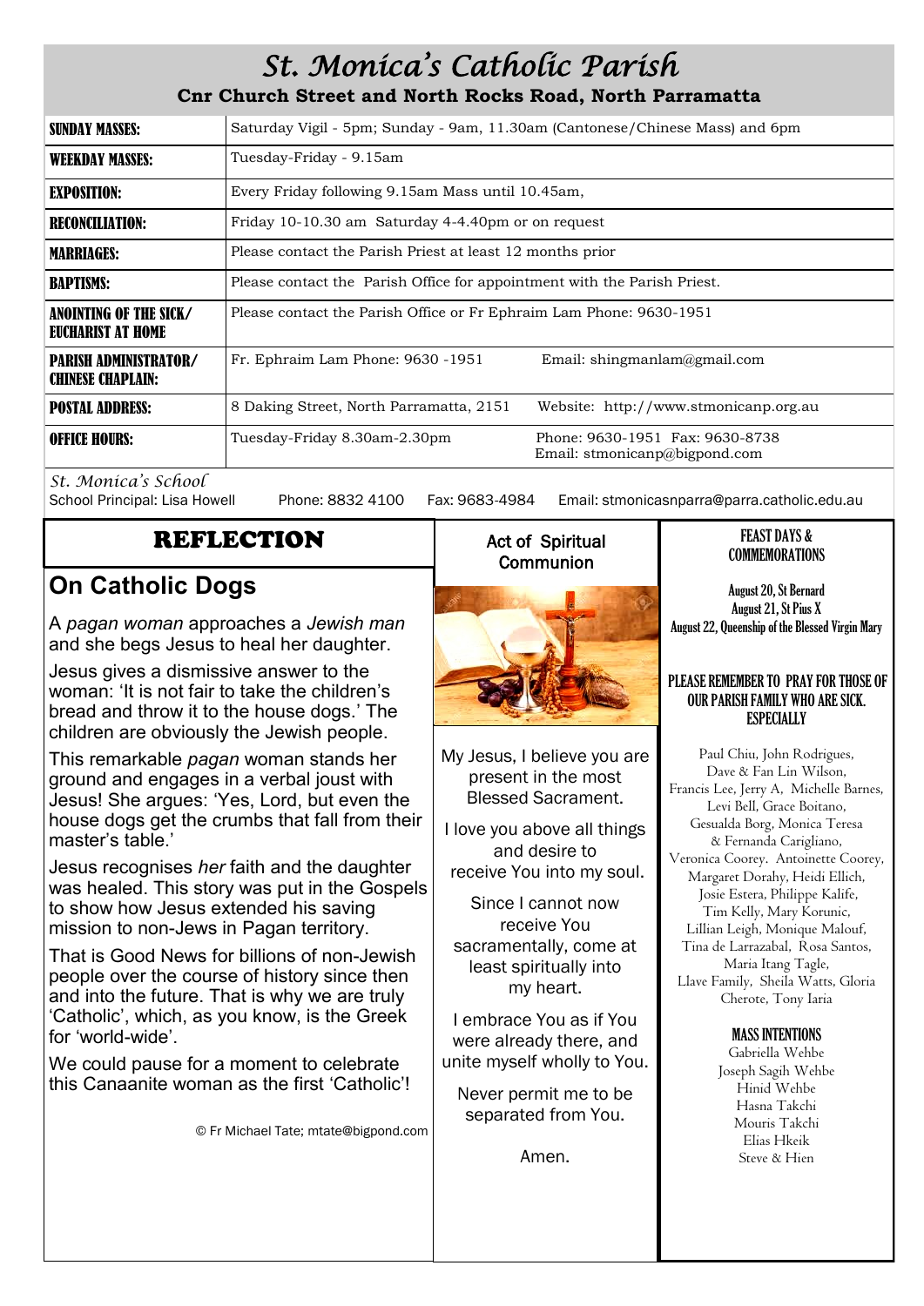# St. Monica's Catholic Parish

**Cnr Church Street and North Rocks Road, North Parramatta**

| | |
|---|---|
| **SUNDAY MASSES:** | Saturday Vigil - 5pm; Sunday - 9am, 11.30am (Cantonese/Chinese Mass) and 6pm |
| **WEEKDAY MASSES:** | Tuesday-Friday - 9.15am |
| **EXPOSITION:** | Every Friday following 9.15am Mass until 10.45am, |
| **RECONCILIATION:** | Friday 10-10.30 am Saturday 4-4.40pm or on request |
| **MARRIAGES:** | Please contact the Parish Priest at least 12 months prior |
| **BAPTISMS:** | Please contact the Parish Office for appointment with the Parish Priest. |
| **ANOINTING OF THE SICK/ EUCHARIST AT HOME** | Please contact the Parish Office or Fr Ephraim Lam Phone: 9630-1951 |
| **PARISH ADMINISTRATOR/ CHINESE CHAPLAIN:** | Fr. Ephraim Lam Phone: 9630 -1951 Email: shingmanlam@gmail.com |
| **POSTAL ADDRESS:** | 8 Daking Street, North Parramatta, 2151 Website: http://www.stmonicanp.org.au |
| **OFFICE HOURS:** | Tuesday-Friday 8.30am-2.30pm Phone: 9630-1951 Fax: 9630-8738 Email: stmonicanp@bigpond.com |

*St. Monica's School*
School Principal: Lisa Howell Phone: 8832 4100 Fax: 9683-4984 Email: stmonicasnparra@parra.catholic.edu.au

## REFLECTION

### On Catholic Dogs

A *pagan woman* approaches a *Jewish man* and she begs Jesus to heal her daughter.

Jesus gives a dismissive answer to the woman: 'It is not fair to take the children's bread and throw it to the house dogs.' The children are obviously the Jewish people.

This remarkable *pagan* woman stands her ground and engages in a verbal joust with Jesus! She argues: 'Yes, Lord, but even the house dogs get the crumbs that fall from their master's table.'

Jesus recognises *her* faith and the daughter was healed. This story was put in the Gospels to show how Jesus extended his saving mission to non-Jews in Pagan territory.

That is Good News for billions of non-Jewish people over the course of history since then and into the future. That is why we are truly 'Catholic', which, as you know, is the Greek for 'world-wide'.

We could pause for a moment to celebrate this Canaanite woman as the first 'Catholic'!

© Fr Michael Tate; mtate@bigpond.com

## Act of Spiritual Communion

My Jesus, I believe you are present in the most Blessed Sacrament.

I love you above all things and desire to receive You into my soul.

Since I cannot now receive You sacramentally, come at least spiritually into my heart.

I embrace You as if You were already there, and unite myself wholly to You.

Never permit me to be separated from You.

Amen.

## FEAST DAYS & COMMEMORATIONS

August 20, St Bernard
August 21, St Pius X
August 22, Queenship of the Blessed Virgin Mary

**PLEASE REMEMBER TO PRAY FOR THOSE OF OUR PARISH FAMILY WHO ARE SICK. ESPECIALLY**

Paul Chiu, John Rodrigues, Dave & Fan Lin Wilson, Francis Lee, Jerry A, Michelle Barnes, Levi Bell, Grace Boitano, Gesualda Borg, Monica Teresa & Fernanda Carigliano, Veronica Coorey. Antoinette Coorey, Margaret Dorahy, Heidi Ellich, Josie Estera, Philippe Kalife, Tim Kelly, Mary Korunic, Lillian Leigh, Monique Malouf, Tina de Larrazabal, Rosa Santos, Maria Itang Tagle, Llave Family, Sheila Watts, Gloria Cherote, Tony Iaria

**MASS INTENTIONS**

Gabriella Wehbe
Joseph Sagih Wehbe
Hinid Wehbe
Hasna Takchi
Mouris Takchi
Elias Hkeik
Steve & Hien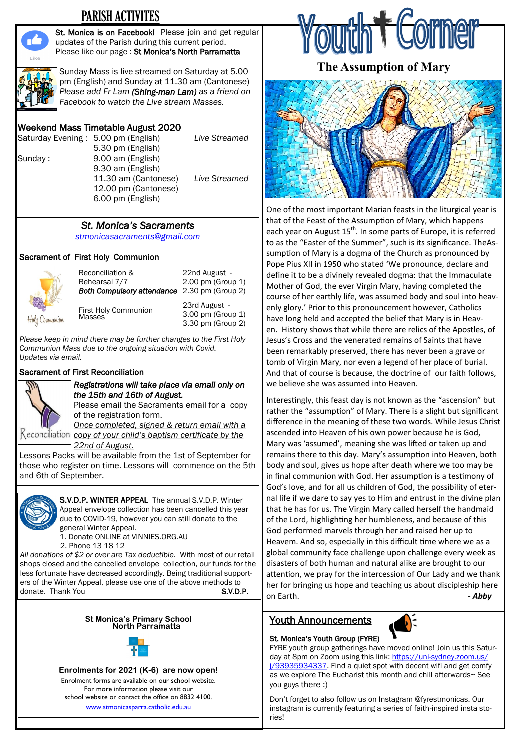# PARISH ACTIVITES

**St. Monica is on Facebook!** Please join and get regular updates of the Parish during this current period. Please like our page : **St Monica's North Parramatta**

Sunday Mass is live streamed on Saturday at 5.00 pm (English) and Sunday at 11.30 am (Cantonese) *Please add Fr Lam **(Shing-man Lam)** as a friend on Facebook to watch the Live stream Masses.*

## Weekend Mass Timetable August 2020

| | | |
|---|---|---|
| Saturday Evening : | 5.00 pm (English) | *Live Streamed* |
| | 5.30 pm (English) | |
| Sunday : | 9.00 am (English) | |
| | 9.30 am (English) | |
| | 11.30 am (Cantonese) | *Live Streamed* |
| | 12.00 pm (Cantonese) | |
| | 6.00 pm (English) | |

## *St. Monica's Sacraments*

*stmonicasacraments@gmail.com*

### Sacrament of First Holy Communion

| | |
|---|---|
| Reconciliation & Rehearsal 7/7 ***Both Compulsory attendance*** | 22nd August - 2.00 pm (Group 1) 2.30 pm (Group 2) |
| First Holy Communion Masses | 23rd August - 3.00 pm (Group 1) 3.30 pm (Group 2) |

*Please keep in mind there may be further changes to the First Holy Communion Mass due to the ongoing situation with Covid. Updates via email.*

### Sacrament of First Reconciliation

***Registrations will take place via email only on the 15th and 16th of August.***

Please email the Sacraments email for a copy of the registration form.

*Once completed, signed & return email with a copy of your child's baptism certificate by the 22nd of August.*

Lessons Packs will be available from the 1st of September for those who register on time. Lessons will commence on the 5th and 6th of September.

**S.V.D.P. WINTER APPEAL** The annual S.V.D.P. Winter Appeal envelope collection has been cancelled this year due to COVID-19, however you can still donate to the general Winter Appeal.

1. Donate ONLINE at VINNIES.ORG.AU
2. Phone 13 18 12

*All donations of $2 or over are Tax deductible.* With most of our retail shops closed and the cancelled envelope collection, our funds for the less fortunate have decreased accordingly. Being traditional supporters of the Winter Appeal, please use one of the above methods to donate. Thank You **S.V.D.P.**

**St Monica's Primary School North Parramatta**

**Enrolments for 2021 (K-6) are now open!**

Enrolment forms are available on our school website.
For more information please visit our school website or contact the office on 8832 4100.
www.stmonicasparra.catholic.edu.au

# Youth Corner

## The Assumption of Mary

One of the most important Marian feasts in the liturgical year is that of the Feast of the Assumption of Mary, which happens each year on August 15th. In some parts of Europe, it is referred to as the "Easter of the Summer", such is its significance. TheAssumption of Mary is a dogma of the Church as pronounced by Pope Pius XII in 1950 who stated 'We pronounce, declare and define it to be a divinely revealed dogma: that the Immaculate Mother of God, the ever Virgin Mary, having completed the course of her earthly life, was assumed body and soul into heavenly glory.' Prior to this pronouncement however, Catholics have long held and accepted the belief that Mary is in Heaven. History shows that while there are relics of the Apostles, of Jesus's Cross and the venerated remains of Saints that have been remarkably preserved, there has never been a grave or tomb of Virgin Mary, nor even a legend of her place of burial. And that of course is because, the doctrine of our faith follows, we believe she was assumed into Heaven.

Interestingly, this feast day is not known as the "ascension" but rather the "assumption" of Mary. There is a slight but significant difference in the meaning of these two words. While Jesus Christ ascended into Heaven of his own power because he is God, Mary was 'assumed', meaning she was lifted or taken up and remains there to this day. Mary's assumption into Heaven, both body and soul, gives us hope after death where we too may be in final communion with God. Her assumption is a testimony of God's love, and for all us children of God, the possibility of eternal life if we dare to say yes to Him and entrust in the divine plan that he has for us. The Virgin Mary called herself the handmaid of the Lord, highlighting her humbleness, and because of this God performed marvels through her and raised her up to Heavem. And so, especially in this difficult time where we as a global community face challenge upon challenge every week as disasters of both human and natural alike are brought to our attention, we pray for the intercession of Our Lady and we thank her for bringing us hope and teaching us about discipleship here on Earth. *- **Abby***

## Youth Announcements

**St. Monica's Youth Group (FYRE)**

FYRE youth group gatherings have moved online! Join us this Saturday at 8pm on Zoom using this link: https://uni-sydney.zoom.us/j/93935934337. Find a quiet spot with decent wifi and get comfy as we explore The Eucharist this month and chill afterwards~ See you guys there :)

Don't forget to also follow us on Instagram @fyrestmonicas. Our instagram is currently featuring a series of faith-inspired insta stories!